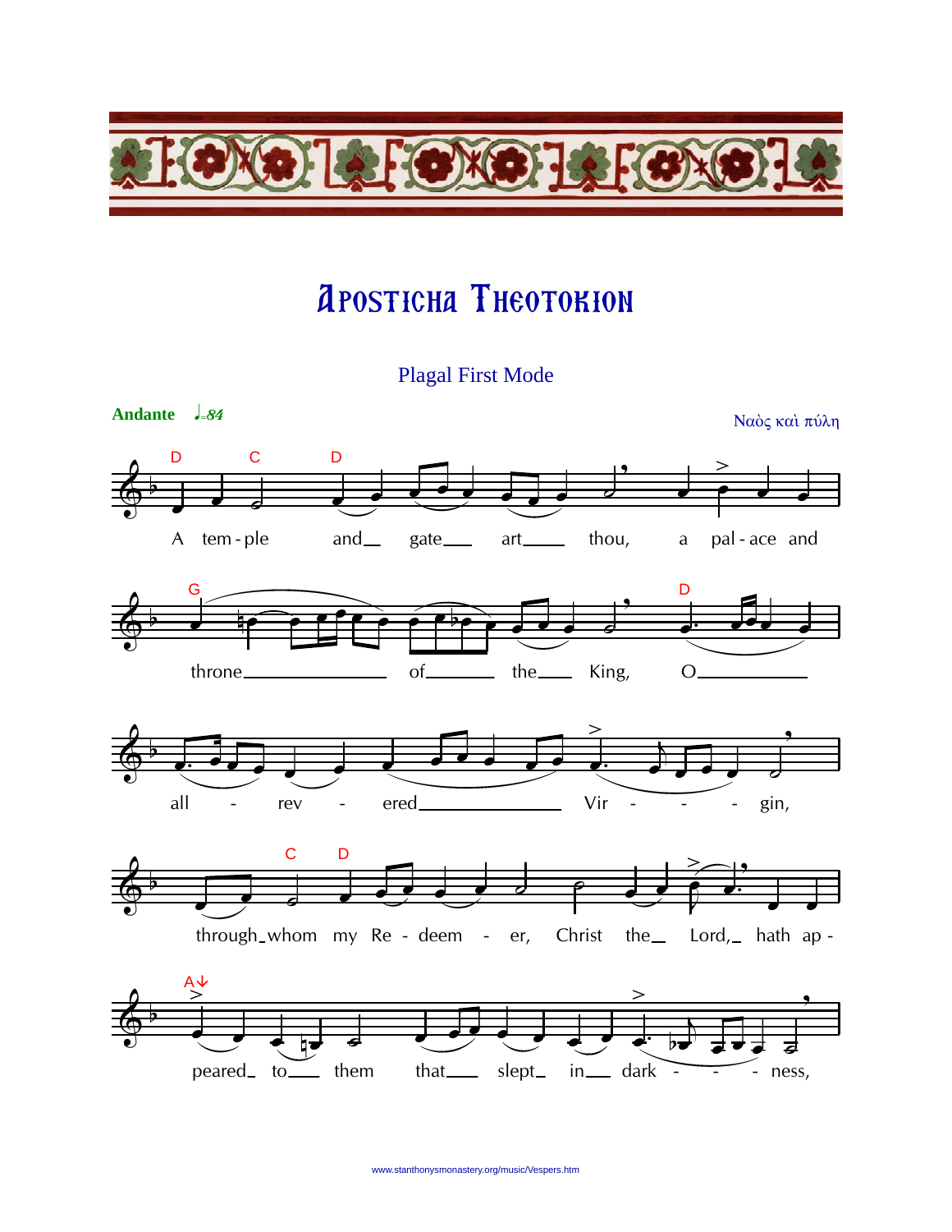# Aposticha Theotokion

Plagal First Mode

**Andante** ♩=84

Ναὸς καὶ πύλη

A tem - ple and gate art thou, a pal - ace and throne of the King, O all - rev - ered Vir - gin, through whom my Re - deem - er, Christ the Lord, hath ap - peared to them that slept in dark - ness,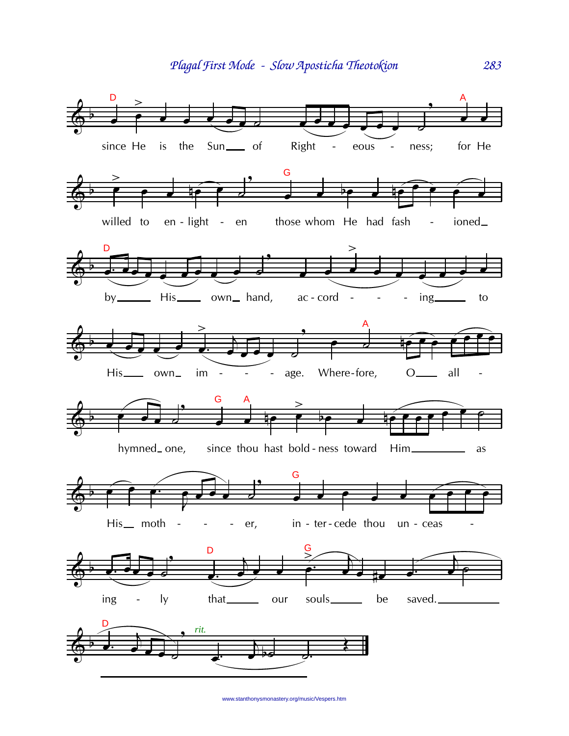since He is the Sun of Right - eous - ness; for He

willed to en - light - en those whom He had fash - ioned

by His own hand, ac - cord - - - ing to

His own im - - - age. Where-fore, O all -

hymned one, since thou hast bold - ness toward Him as

His moth - - - er, in - ter - cede thou un - ceas -

ing - ly that our souls be saved.

rit.